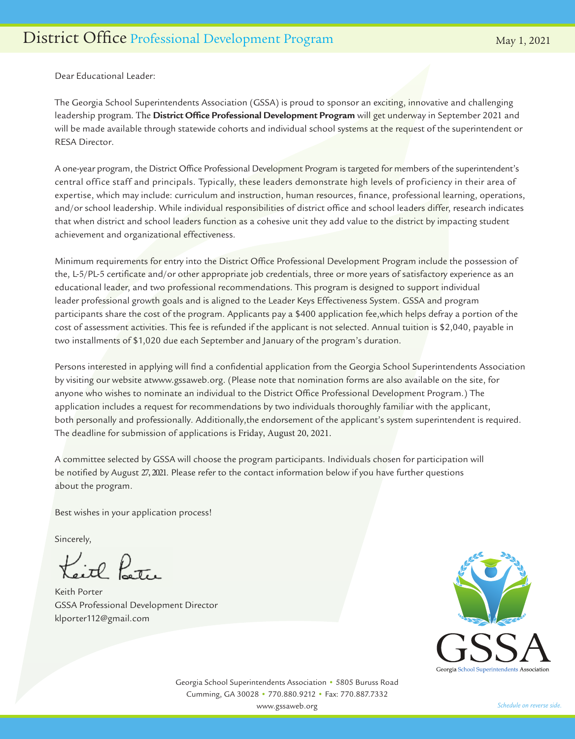# District Office Professional Development Program

May 1, 2021

Dear Educational Leader:

The Georgia School Superintendents Association (GSSA) is proud to sponsor an exciting, innovative and challenging leadership program. The **District Office Professional Development Program** will get underway in September 2021 and will be made available through statewide cohorts and individual school systems at the request of the superintendent or RESA Director.

A one-year program, the District Office Professional Development Program is targeted for members of the superintendent's central office staff and principals. Typically, these leaders demonstrate high levels of proficiency in their area of expertise, which may include: curriculum and instruction, human resources, finance, professional learning, operations, and/or school leadership. While individual responsibilities of district office and school leaders differ, research indicates that when district and school leaders function as a cohesive unit they add value to the district by impacting student achievement and organizational effectiveness.

Minimum requirements for entry into the District Office Professional Development Program include the possession of the, L-5/PL-5 certificate and/or other appropriate job credentials, three or more years of satisfactory experience as an educational leader, and two professional recommendations. This program is designed to support individual leader professional growth goals and is aligned to the Leader Keys Effectiveness System. GSSA and program participants share the cost of the program. Applicants pay a $400 application fee,which helps defray a portion of the cost of assessment activities. This fee is refunded if the applicant is not selected. Annual tuition is $2,040, payable in two installments of $1,020 due each September and January of the program's duration.

Persons interested in applying will find a confidential application from the Georgia School Superintendents Association by visiting our website atwww.gssaweb.org. (Please note that nomination forms are also available on the site, for anyone who wishes to nominate an individual to the District Office Professional Development Program.) The application includes a request for recommendations by two individuals thoroughly familiar with the applicant, both personally and professionally. Additionally,the endorsement of the applicant's system superintendent is required. The deadline for submission of applications is Friday, August 20, 2021.

A committee selected by GSSA will choose the program participants. Individuals chosen for participation will be notified by August 27, 2021. Please refer to the contact information below if you have further questions about the program.

Best wishes in your application process!

Sincerely,

Keith Porter
GSSA Professional Development Director
klporter112@gmail.com

GSSA
Georgia School Superintendents Association

Georgia School Superintendents Association • 5805 Buruss Road
Cumming, GA 30028 • 770.880.9212 • Fax: 770.887.7332
www.gssaweb.org

*Schedule on reverse side.*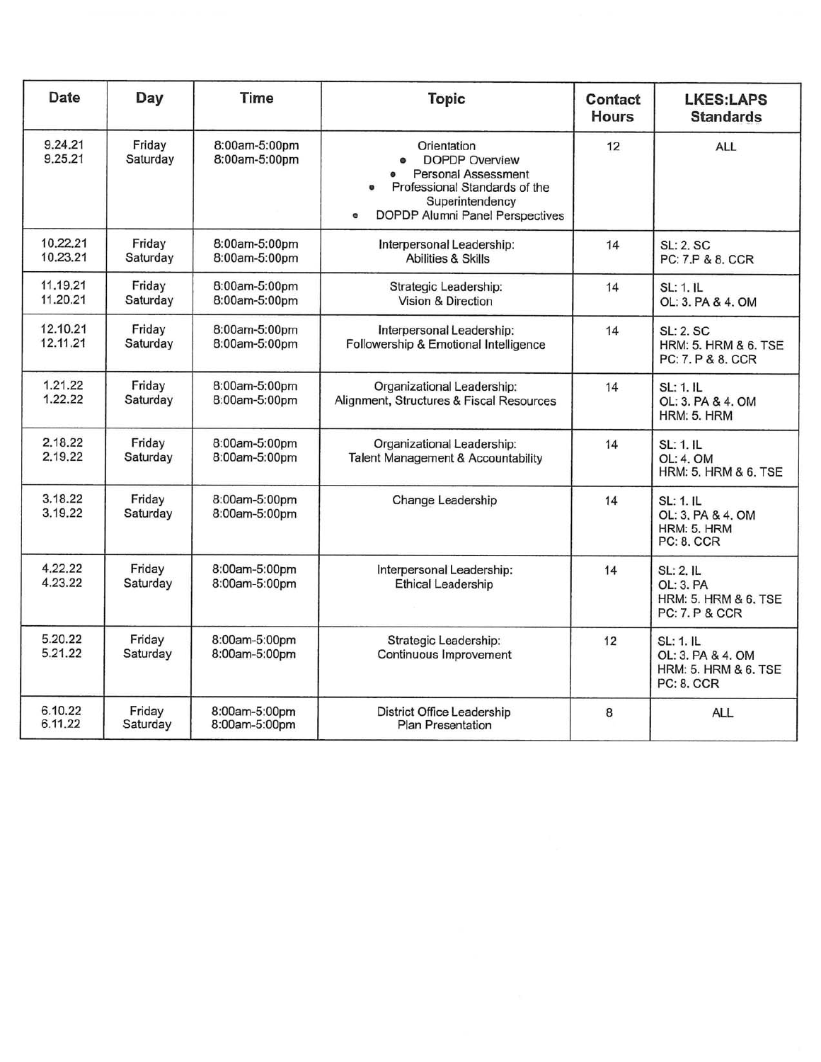| Date | Day | Time | Topic | Contact Hours | LKES:LAPS Standards |
|---|---|---|---|---|---|
| 9.24.21<br>9.25.21 | Friday<br>Saturday | 8:00am-5:00pm<br>8:00am-5:00pm | Orientation<br>• DOPDP Overview<br>• Personal Assessment<br>• Professional Standards of the Superintendency<br>• DOPDP Alumni Panel Perspectives | 12 | ALL |
| 10.22.21<br>10.23.21 | Friday<br>Saturday | 8:00am-5:00pm<br>8:00am-5:00pm | Interpersonal Leadership:<br>Abilities & Skills | 14 | SL: 2. SC<br>PC: 7.P & 8. CCR |
| 11.19.21<br>11.20.21 | Friday<br>Saturday | 8:00am-5:00pm<br>8:00am-5:00pm | Strategic Leadership:<br>Vision & Direction | 14 | SL: 1. IL<br>OL: 3. PA & 4. OM |
| 12.10.21<br>12.11.21 | Friday<br>Saturday | 8:00am-5:00pm<br>8:00am-5:00pm | Interpersonal Leadership:<br>Followership & Emotional Intelligence | 14 | SL: 2. SC<br>HRM: 5. HRM & 6. TSE<br>PC: 7. P & 8. CCR |
| 1.21.22<br>1.22.22 | Friday<br>Saturday | 8:00am-5:00pm<br>8:00am-5:00pm | Organizational Leadership:<br>Alignment, Structures & Fiscal Resources | 14 | SL: 1. IL<br>OL: 3. PA & 4. OM<br>HRM: 5. HRM |
| 2.18.22<br>2.19.22 | Friday<br>Saturday | 8:00am-5:00pm<br>8:00am-5:00pm | Organizational Leadership:<br>Talent Management & Accountability | 14 | SL: 1. IL<br>OL: 4. OM<br>HRM: 5. HRM & 6. TSE |
| 3.18.22<br>3.19.22 | Friday<br>Saturday | 8:00am-5:00pm<br>8:00am-5:00pm | Change Leadership | 14 | SL: 1. IL<br>OL: 3. PA & 4. OM<br>HRM: 5. HRM<br>PC: 8. CCR |
| 4.22.22<br>4.23.22 | Friday<br>Saturday | 8:00am-5:00pm<br>8:00am-5:00pm | Interpersonal Leadership:<br>Ethical Leadership | 14 | SL: 2. IL<br>OL: 3. PA<br>HRM: 5. HRM & 6. TSE<br>PC: 7. P & CCR |
| 5.20.22<br>5.21.22 | Friday<br>Saturday | 8:00am-5:00pm<br>8:00am-5:00pm | Strategic Leadership:<br>Continuous Improvement | 12 | SL: 1. IL<br>OL: 3. PA & 4. OM<br>HRM: 5. HRM & 6. TSE<br>PC: 8. CCR |
| 6.10.22<br>6.11.22 | Friday<br>Saturday | 8:00am-5:00pm<br>8:00am-5:00pm | District Office Leadership<br>Plan Presentation | 8 | ALL |